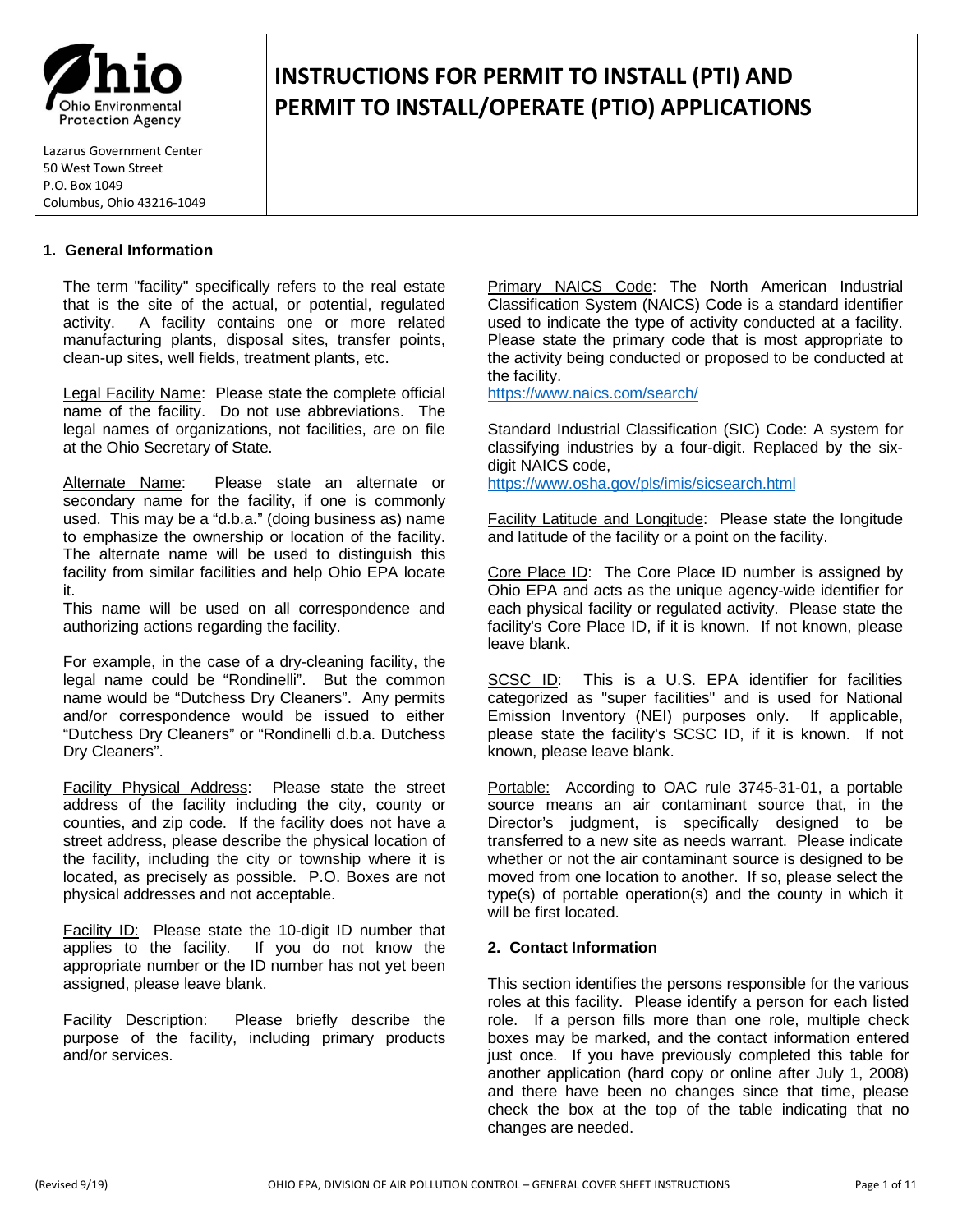# INSTRUCTIONS FOR PERMIT TO INSTALL (PTI) AND PERMIT TO INSTALL/OPERATE (PTIO) APPLICATIONS

Ohio Environmental Protection Agency

Lazarus Government Center
50 West Town Street
P.O. Box 1049
Columbus, Ohio 43216-1049

## 1. General Information

The term "facility" specifically refers to the real estate that is the site of the actual, or potential, regulated activity. A facility contains one or more related manufacturing plants, disposal sites, transfer points, clean-up sites, well fields, treatment plants, etc.

Legal Facility Name: Please state the complete official name of the facility. Do not use abbreviations. The legal names of organizations, not facilities, are on file at the Ohio Secretary of State.

Alternate Name: Please state an alternate or secondary name for the facility, if one is commonly used. This may be a "d.b.a." (doing business as) name to emphasize the ownership or location of the facility. The alternate name will be used to distinguish this facility from similar facilities and help Ohio EPA locate it.
This name will be used on all correspondence and authorizing actions regarding the facility.

For example, in the case of a dry-cleaning facility, the legal name could be "Rondinelli". But the common name would be "Dutchess Dry Cleaners". Any permits and/or correspondence would be issued to either "Dutchess Dry Cleaners" or "Rondinelli d.b.a. Dutchess Dry Cleaners".

Facility Physical Address: Please state the street address of the facility including the city, county or counties, and zip code. If the facility does not have a street address, please describe the physical location of the facility, including the city or township where it is located, as precisely as possible. P.O. Boxes are not physical addresses and not acceptable.

Facility ID: Please state the 10-digit ID number that applies to the facility. If you do not know the appropriate number or the ID number has not yet been assigned, please leave blank.

Facility Description: Please briefly describe the purpose of the facility, including primary products and/or services.

Primary NAICS Code: The North American Industrial Classification System (NAICS) Code is a standard identifier used to indicate the type of activity conducted at a facility. Please state the primary code that is most appropriate to the activity being conducted or proposed to be conducted at the facility.
https://www.naics.com/search/

Standard Industrial Classification (SIC) Code: A system for classifying industries by a four-digit. Replaced by the six-digit NAICS code,
https://www.osha.gov/pls/imis/sicsearch.html

Facility Latitude and Longitude: Please state the longitude and latitude of the facility or a point on the facility.

Core Place ID: The Core Place ID number is assigned by Ohio EPA and acts as the unique agency-wide identifier for each physical facility or regulated activity. Please state the facility's Core Place ID, if it is known. If not known, please leave blank.

SCSC ID: This is a U.S. EPA identifier for facilities categorized as "super facilities" and is used for National Emission Inventory (NEI) purposes only. If applicable, please state the facility's SCSC ID, if it is known. If not known, please leave blank.

Portable: According to OAC rule 3745-31-01, a portable source means an air contaminant source that, in the Director's judgment, is specifically designed to be transferred to a new site as needs warrant. Please indicate whether or not the air contaminant source is designed to be moved from one location to another. If so, please select the type(s) of portable operation(s) and the county in which it will be first located.

## 2. Contact Information

This section identifies the persons responsible for the various roles at this facility. Please identify a person for each listed role. If a person fills more than one role, multiple check boxes may be marked, and the contact information entered just once. If you have previously completed this table for another application (hard copy or online after July 1, 2008) and there have been no changes since that time, please check the box at the top of the table indicating that no changes are needed.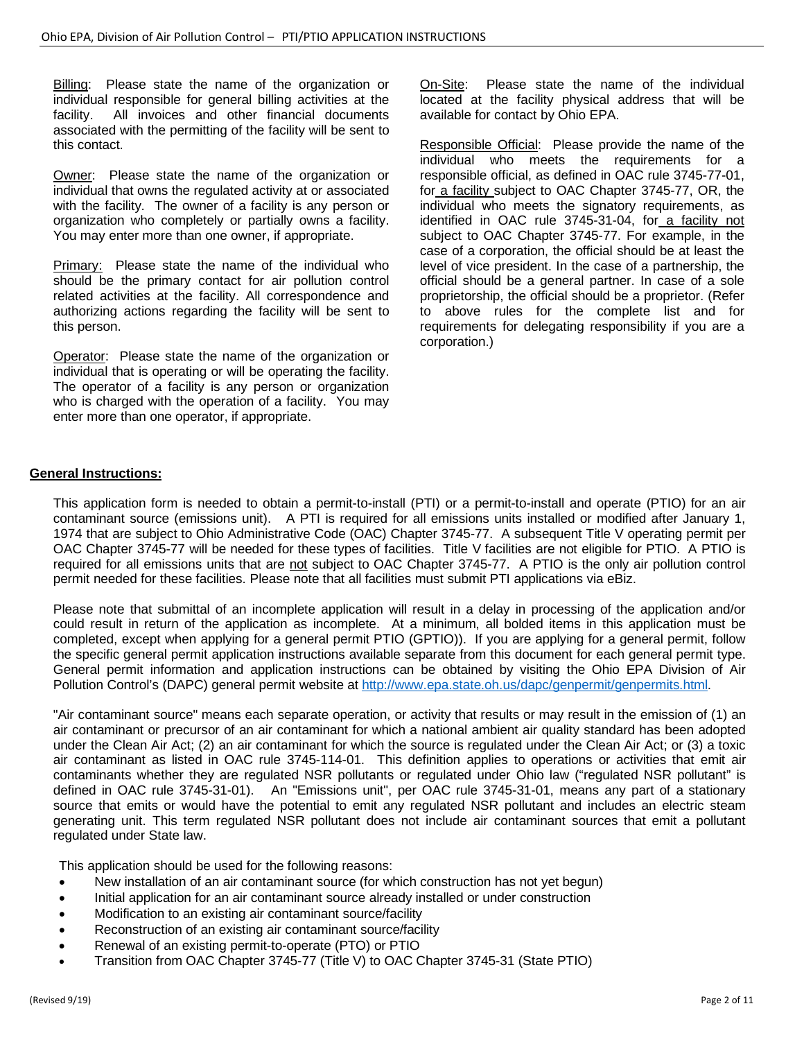Billing: Please state the name of the organization or individual responsible for general billing activities at the facility. All invoices and other financial documents associated with the permitting of the facility will be sent to this contact.

Owner: Please state the name of the organization or individual that owns the regulated activity at or associated with the facility. The owner of a facility is any person or organization who completely or partially owns a facility. You may enter more than one owner, if appropriate.

Primary: Please state the name of the individual who should be the primary contact for air pollution control related activities at the facility. All correspondence and authorizing actions regarding the facility will be sent to this person.

Operator: Please state the name of the organization or individual that is operating or will be operating the facility. The operator of a facility is any person or organization who is charged with the operation of a facility. You may enter more than one operator, if appropriate.

On-Site: Please state the name of the individual located at the facility physical address that will be available for contact by Ohio EPA.

Responsible Official: Please provide the name of the individual who meets the requirements for a responsible official, as defined in OAC rule 3745-77-01, for a facility subject to OAC Chapter 3745-77, OR, the individual who meets the signatory requirements, as identified in OAC rule 3745-31-04, for a facility not subject to OAC Chapter 3745-77. For example, in the case of a corporation, the official should be at least the level of vice president. In the case of a partnership, the official should be a general partner. In case of a sole proprietorship, the official should be a proprietor. (Refer to above rules for the complete list and for requirements for delegating responsibility if you are a corporation.)

## General Instructions:

This application form is needed to obtain a permit-to-install (PTI) or a permit-to-install and operate (PTIO) for an air contaminant source (emissions unit). A PTI is required for all emissions units installed or modified after January 1, 1974 that are subject to Ohio Administrative Code (OAC) Chapter 3745-77. A subsequent Title V operating permit per OAC Chapter 3745-77 will be needed for these types of facilities. Title V facilities are not eligible for PTIO. A PTIO is required for all emissions units that are not subject to OAC Chapter 3745-77. A PTIO is the only air pollution control permit needed for these facilities. Please note that all facilities must submit PTI applications via eBiz.

Please note that submittal of an incomplete application will result in a delay in processing of the application and/or could result in return of the application as incomplete. At a minimum, all bolded items in this application must be completed, except when applying for a general permit PTIO (GPTIO)). If you are applying for a general permit, follow the specific general permit application instructions available separate from this document for each general permit type. General permit information and application instructions can be obtained by visiting the Ohio EPA Division of Air Pollution Control's (DAPC) general permit website at http://www.epa.state.oh.us/dapc/genpermit/genpermits.html.

"Air contaminant source" means each separate operation, or activity that results or may result in the emission of (1) an air contaminant or precursor of an air contaminant for which a national ambient air quality standard has been adopted under the Clean Air Act; (2) an air contaminant for which the source is regulated under the Clean Air Act; or (3) a toxic air contaminant as listed in OAC rule 3745-114-01. This definition applies to operations or activities that emit air contaminants whether they are regulated NSR pollutants or regulated under Ohio law ("regulated NSR pollutant" is defined in OAC rule 3745-31-01). An "Emissions unit", per OAC rule 3745-31-01, means any part of a stationary source that emits or would have the potential to emit any regulated NSR pollutant and includes an electric steam generating unit. This term regulated NSR pollutant does not include air contaminant sources that emit a pollutant regulated under State law.

This application should be used for the following reasons:

- New installation of an air contaminant source (for which construction has not yet begun)
- Initial application for an air contaminant source already installed or under construction
- Modification to an existing air contaminant source/facility
- Reconstruction of an existing air contaminant source/facility
- Renewal of an existing permit-to-operate (PTO) or PTIO
- Transition from OAC Chapter 3745-77 (Title V) to OAC Chapter 3745-31 (State PTIO)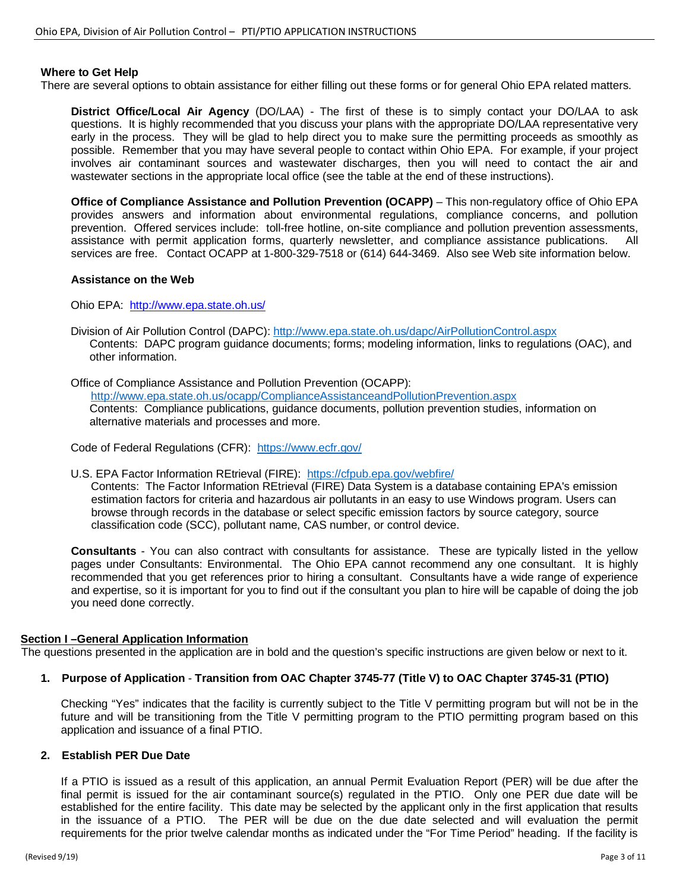### Where to Get Help

There are several options to obtain assistance for either filling out these forms or for general Ohio EPA related matters.

**District Office/Local Air Agency** (DO/LAA) - The first of these is to simply contact your DO/LAA to ask questions. It is highly recommended that you discuss your plans with the appropriate DO/LAA representative very early in the process. They will be glad to help direct you to make sure the permitting proceeds as smoothly as possible. Remember that you may have several people to contact within Ohio EPA. For example, if your project involves air contaminant sources and wastewater discharges, then you will need to contact the air and wastewater sections in the appropriate local office (see the table at the end of these instructions).

**Office of Compliance Assistance and Pollution Prevention (OCAPP)** – This non-regulatory office of Ohio EPA provides answers and information about environmental regulations, compliance concerns, and pollution prevention. Offered services include: toll-free hotline, on-site compliance and pollution prevention assessments, assistance with permit application forms, quarterly newsletter, and compliance assistance publications. All services are free. Contact OCAPP at 1-800-329-7518 or (614) 644-3469. Also see Web site information below.

**Assistance on the Web**

Ohio EPA: http://www.epa.state.oh.us/

Division of Air Pollution Control (DAPC): http://www.epa.state.oh.us/dapc/AirPollutionControl.aspx
Contents: DAPC program guidance documents; forms; modeling information, links to regulations (OAC), and other information.

Office of Compliance Assistance and Pollution Prevention (OCAPP):
http://www.epa.state.oh.us/ocapp/ComplianceAssistanceandPollutionPrevention.aspx
Contents: Compliance publications, guidance documents, pollution prevention studies, information on alternative materials and processes and more.

Code of Federal Regulations (CFR): https://www.ecfr.gov/

U.S. EPA Factor Information REtrieval (FIRE): https://cfpub.epa.gov/webfire/
Contents: The Factor Information REtrieval (FIRE) Data System is a database containing EPA's emission estimation factors for criteria and hazardous air pollutants in an easy to use Windows program. Users can browse through records in the database or select specific emission factors by source category, source classification code (SCC), pollutant name, CAS number, or control device.

**Consultants** - You can also contract with consultants for assistance. These are typically listed in the yellow pages under Consultants: Environmental. The Ohio EPA cannot recommend any one consultant. It is highly recommended that you get references prior to hiring a consultant. Consultants have a wide range of experience and expertise, so it is important for you to find out if the consultant you plan to hire will be capable of doing the job you need done correctly.

## Section I –General Application Information

The questions presented in the application are in bold and the question's specific instructions are given below or next to it.

**1. Purpose of Application** - **Transition from OAC Chapter 3745-77 (Title V) to OAC Chapter 3745-31 (PTIO)**

Checking "Yes" indicates that the facility is currently subject to the Title V permitting program but will not be in the future and will be transitioning from the Title V permitting program to the PTIO permitting program based on this application and issuance of a final PTIO.

**2. Establish PER Due Date**

If a PTIO is issued as a result of this application, an annual Permit Evaluation Report (PER) will be due after the final permit is issued for the air contaminant source(s) regulated in the PTIO. Only one PER due date will be established for the entire facility. This date may be selected by the applicant only in the first application that results in the issuance of a PTIO. The PER will be due on the due date selected and will evaluation the permit requirements for the prior twelve calendar months as indicated under the "For Time Period" heading. If the facility is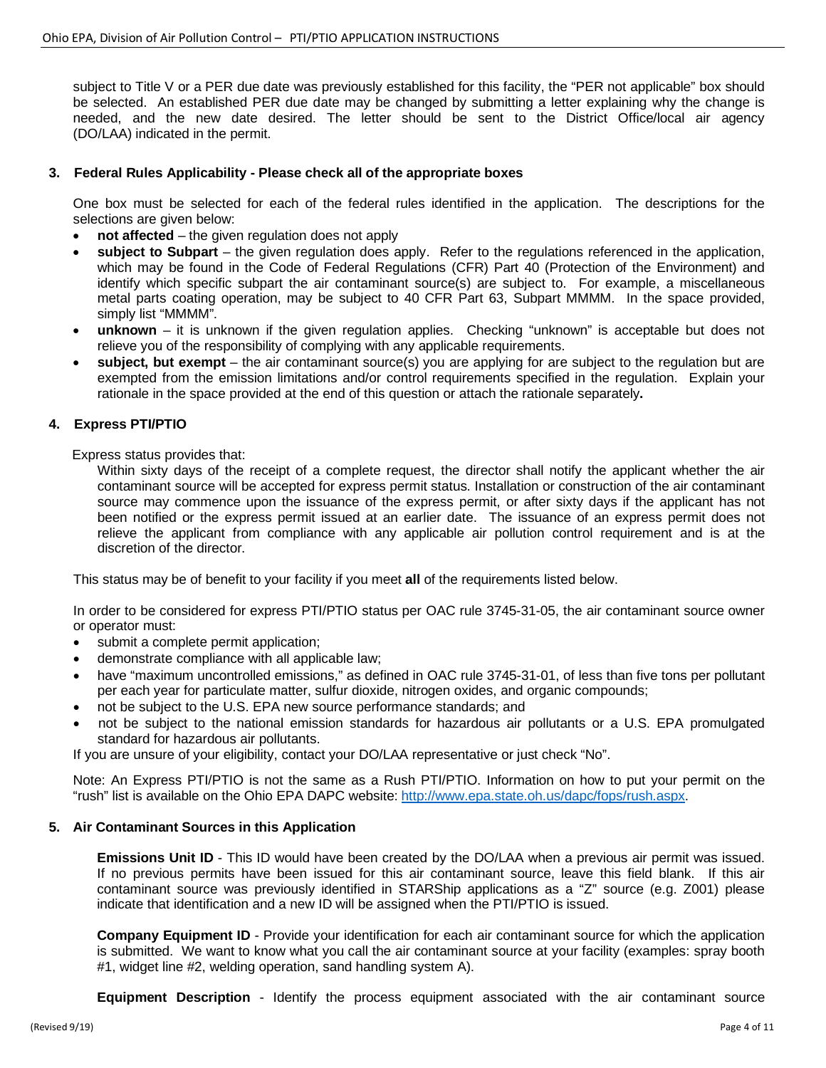subject to Title V or a PER due date was previously established for this facility, the "PER not applicable" box should be selected. An established PER due date may be changed by submitting a letter explaining why the change is needed, and the new date desired. The letter should be sent to the District Office/local air agency (DO/LAA) indicated in the permit.

## 3. Federal Rules Applicability - Please check all of the appropriate boxes

One box must be selected for each of the federal rules identified in the application. The descriptions for the selections are given below:

- **not affected** – the given regulation does not apply
- **subject to Subpart** – the given regulation does apply. Refer to the regulations referenced in the application, which may be found in the Code of Federal Regulations (CFR) Part 40 (Protection of the Environment) and identify which specific subpart the air contaminant source(s) are subject to. For example, a miscellaneous metal parts coating operation, may be subject to 40 CFR Part 63, Subpart MMMM. In the space provided, simply list "MMMM".
- **unknown** – it is unknown if the given regulation applies. Checking "unknown" is acceptable but does not relieve you of the responsibility of complying with any applicable requirements.
- **subject, but exempt** – the air contaminant source(s) you are applying for are subject to the regulation but are exempted from the emission limitations and/or control requirements specified in the regulation. Explain your rationale in the space provided at the end of this question or attach the rationale separately**.**

## 4. Express PTI/PTIO

Express status provides that:

> Within sixty days of the receipt of a complete request, the director shall notify the applicant whether the air contaminant source will be accepted for express permit status. Installation or construction of the air contaminant source may commence upon the issuance of the express permit, or after sixty days if the applicant has not been notified or the express permit issued at an earlier date. The issuance of an express permit does not relieve the applicant from compliance with any applicable air pollution control requirement and is at the discretion of the director.

This status may be of benefit to your facility if you meet **all** of the requirements listed below.

In order to be considered for express PTI/PTIO status per OAC rule 3745-31-05, the air contaminant source owner or operator must:

- submit a complete permit application;
- demonstrate compliance with all applicable law;
- have "maximum uncontrolled emissions," as defined in OAC rule 3745-31-01, of less than five tons per pollutant per each year for particulate matter, sulfur dioxide, nitrogen oxides, and organic compounds;
- not be subject to the U.S. EPA new source performance standards; and
- not be subject to the national emission standards for hazardous air pollutants or a U.S. EPA promulgated standard for hazardous air pollutants.

If you are unsure of your eligibility, contact your DO/LAA representative or just check "No".

Note: An Express PTI/PTIO is not the same as a Rush PTI/PTIO. Information on how to put your permit on the "rush" list is available on the Ohio EPA DAPC website: http://www.epa.state.oh.us/dapc/fops/rush.aspx.

## 5. Air Contaminant Sources in this Application

**Emissions Unit ID** - This ID would have been created by the DO/LAA when a previous air permit was issued. If no previous permits have been issued for this air contaminant source, leave this field blank. If this air contaminant source was previously identified in STARShip applications as a "Z" source (e.g. Z001) please indicate that identification and a new ID will be assigned when the PTI/PTIO is issued.

**Company Equipment ID** - Provide your identification for each air contaminant source for which the application is submitted. We want to know what you call the air contaminant source at your facility (examples: spray booth #1, widget line #2, welding operation, sand handling system A).

**Equipment Description** - Identify the process equipment associated with the air contaminant source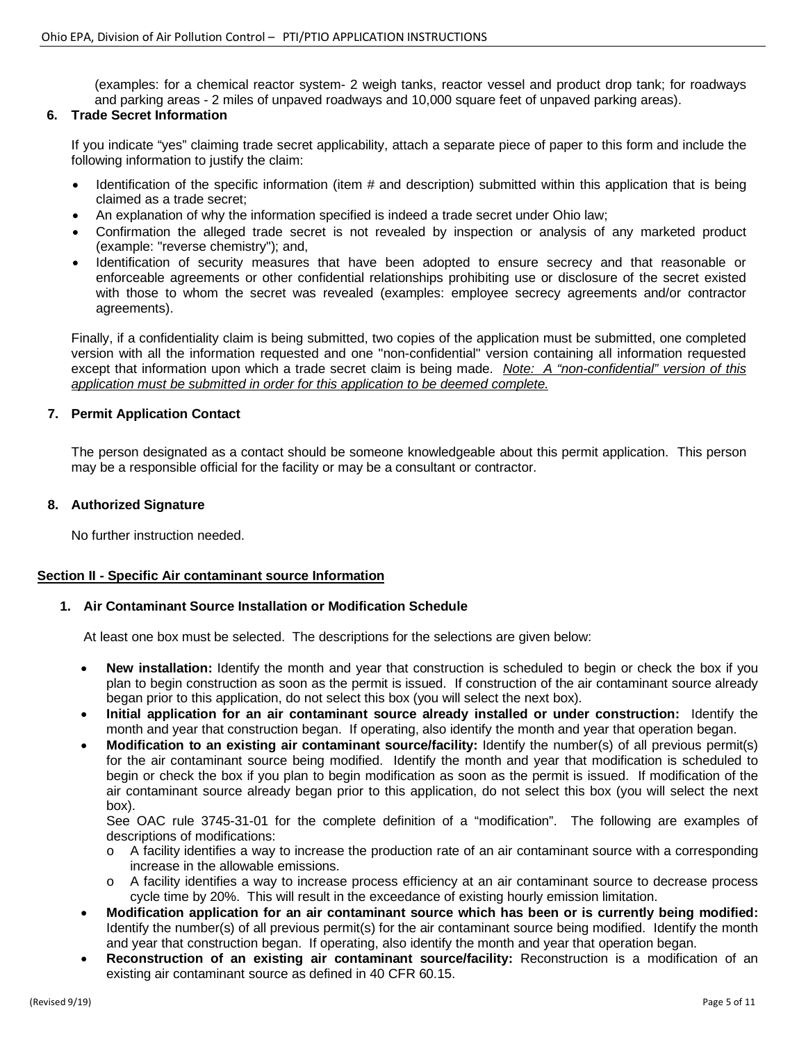(examples: for a chemical reactor system- 2 weigh tanks, reactor vessel and product drop tank; for roadways and parking areas - 2 miles of unpaved roadways and 10,000 square feet of unpaved parking areas).

### 6. Trade Secret Information

If you indicate "yes" claiming trade secret applicability, attach a separate piece of paper to this form and include the following information to justify the claim:

- Identification of the specific information (item # and description) submitted within this application that is being claimed as a trade secret;
- An explanation of why the information specified is indeed a trade secret under Ohio law;
- Confirmation the alleged trade secret is not revealed by inspection or analysis of any marketed product (example: "reverse chemistry"); and,
- Identification of security measures that have been adopted to ensure secrecy and that reasonable or enforceable agreements or other confidential relationships prohibiting use or disclosure of the secret existed with those to whom the secret was revealed (examples: employee secrecy agreements and/or contractor agreements).

Finally, if a confidentiality claim is being submitted, two copies of the application must be submitted, one completed version with all the information requested and one "non-confidential" version containing all information requested except that information upon which a trade secret claim is being made. *Note: A "non-confidential" version of this application must be submitted in order for this application to be deemed complete.*

### 7. Permit Application Contact

The person designated as a contact should be someone knowledgeable about this permit application. This person may be a responsible official for the facility or may be a consultant or contractor.

### 8. Authorized Signature

No further instruction needed.

## Section II - Specific Air contaminant source Information

### 1. Air Contaminant Source Installation or Modification Schedule

At least one box must be selected. The descriptions for the selections are given below:

- **New installation:** Identify the month and year that construction is scheduled to begin or check the box if you plan to begin construction as soon as the permit is issued. If construction of the air contaminant source already began prior to this application, do not select this box (you will select the next box).
- **Initial application for an air contaminant source already installed or under construction:** Identify the month and year that construction began. If operating, also identify the month and year that operation began.
- **Modification to an existing air contaminant source/facility:** Identify the number(s) of all previous permit(s) for the air contaminant source being modified. Identify the month and year that modification is scheduled to begin or check the box if you plan to begin modification as soon as the permit is issued. If modification of the air contaminant source already began prior to this application, do not select this box (you will select the next box).

  See OAC rule 3745-31-01 for the complete definition of a "modification". The following are examples of descriptions of modifications:
  - A facility identifies a way to increase the production rate of an air contaminant source with a corresponding increase in the allowable emissions.
  - A facility identifies a way to increase process efficiency at an air contaminant source to decrease process cycle time by 20%. This will result in the exceedance of existing hourly emission limitation.
- **Modification application for an air contaminant source which has been or is currently being modified:** Identify the number(s) of all previous permit(s) for the air contaminant source being modified. Identify the month and year that construction began. If operating, also identify the month and year that operation began.
- **Reconstruction of an existing air contaminant source/facility:** Reconstruction is a modification of an existing air contaminant source as defined in 40 CFR 60.15.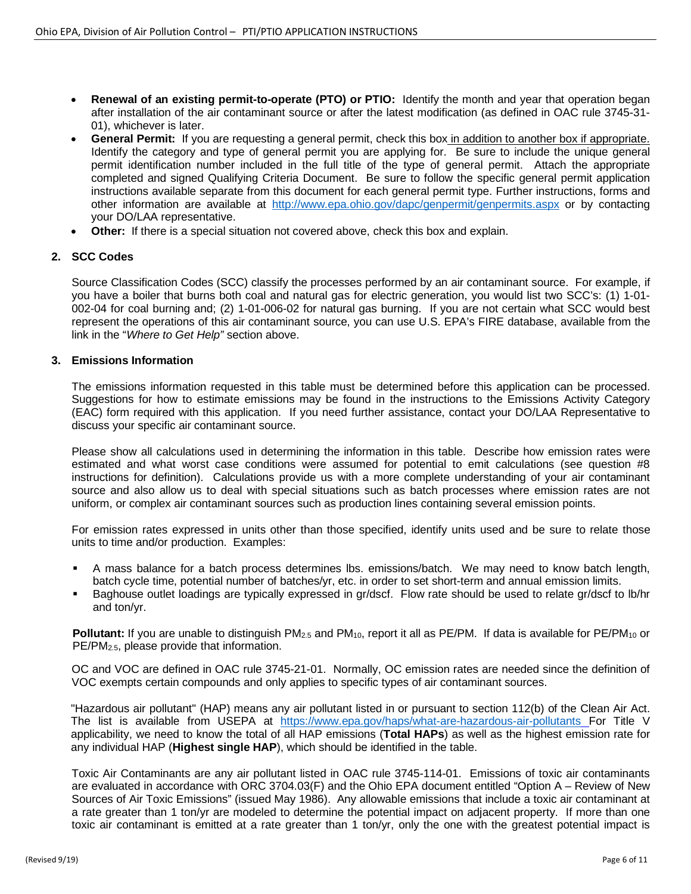- **Renewal of an existing permit-to-operate (PTO) or PTIO:** Identify the month and year that operation began after installation of the air contaminant source or after the latest modification (as defined in OAC rule 3745-31-01), whichever is later.
- **General Permit:** If you are requesting a general permit, check this box in addition to another box if appropriate. Identify the category and type of general permit you are applying for. Be sure to include the unique general permit identification number included in the full title of the type of general permit. Attach the appropriate completed and signed Qualifying Criteria Document. Be sure to follow the specific general permit application instructions available separate from this document for each general permit type. Further instructions, forms and other information are available at http://www.epa.ohio.gov/dapc/genpermit/genpermits.aspx or by contacting your DO/LAA representative.
- **Other:** If there is a special situation not covered above, check this box and explain.

## 2. SCC Codes

Source Classification Codes (SCC) classify the processes performed by an air contaminant source. For example, if you have a boiler that burns both coal and natural gas for electric generation, you would list two SCC's: (1) 1-01-002-04 for coal burning and; (2) 1-01-006-02 for natural gas burning. If you are not certain what SCC would best represent the operations of this air contaminant source, you can use U.S. EPA's FIRE database, available from the link in the "*Where to Get Help*" section above.

## 3. Emissions Information

The emissions information requested in this table must be determined before this application can be processed. Suggestions for how to estimate emissions may be found in the instructions to the Emissions Activity Category (EAC) form required with this application. If you need further assistance, contact your DO/LAA Representative to discuss your specific air contaminant source.

Please show all calculations used in determining the information in this table. Describe how emission rates were estimated and what worst case conditions were assumed for potential to emit calculations (see question #8 instructions for definition). Calculations provide us with a more complete understanding of your air contaminant source and also allow us to deal with special situations such as batch processes where emission rates are not uniform, or complex air contaminant sources such as production lines containing several emission points.

For emission rates expressed in units other than those specified, identify units used and be sure to relate those units to time and/or production. Examples:

- A mass balance for a batch process determines lbs. emissions/batch. We may need to know batch length, batch cycle time, potential number of batches/yr, etc. in order to set short-term and annual emission limits.
- Baghouse outlet loadings are typically expressed in gr/dscf. Flow rate should be used to relate gr/dscf to lb/hr and ton/yr.

**Pollutant:** If you are unable to distinguish $PM_{2.5}$ and $PM_{10}$, report it all as PE/PM. If data is available for PE/$PM_{10}$ or PE/$PM_{2.5}$, please provide that information.

OC and VOC are defined in OAC rule 3745-21-01. Normally, OC emission rates are needed since the definition of VOC exempts certain compounds and only applies to specific types of air contaminant sources.

"Hazardous air pollutant" (HAP) means any air pollutant listed in or pursuant to section 112(b) of the Clean Air Act. The list is available from USEPA at https://www.epa.gov/haps/what-are-hazardous-air-pollutants For Title V applicability, we need to know the total of all HAP emissions (**Total HAPs**) as well as the highest emission rate for any individual HAP (**Highest single HAP**), which should be identified in the table.

Toxic Air Contaminants are any air pollutant listed in OAC rule 3745-114-01. Emissions of toxic air contaminants are evaluated in accordance with ORC 3704.03(F) and the Ohio EPA document entitled "Option A – Review of New Sources of Air Toxic Emissions" (issued May 1986). Any allowable emissions that include a toxic air contaminant at a rate greater than 1 ton/yr are modeled to determine the potential impact on adjacent property. If more than one toxic air contaminant is emitted at a rate greater than 1 ton/yr, only the one with the greatest potential impact is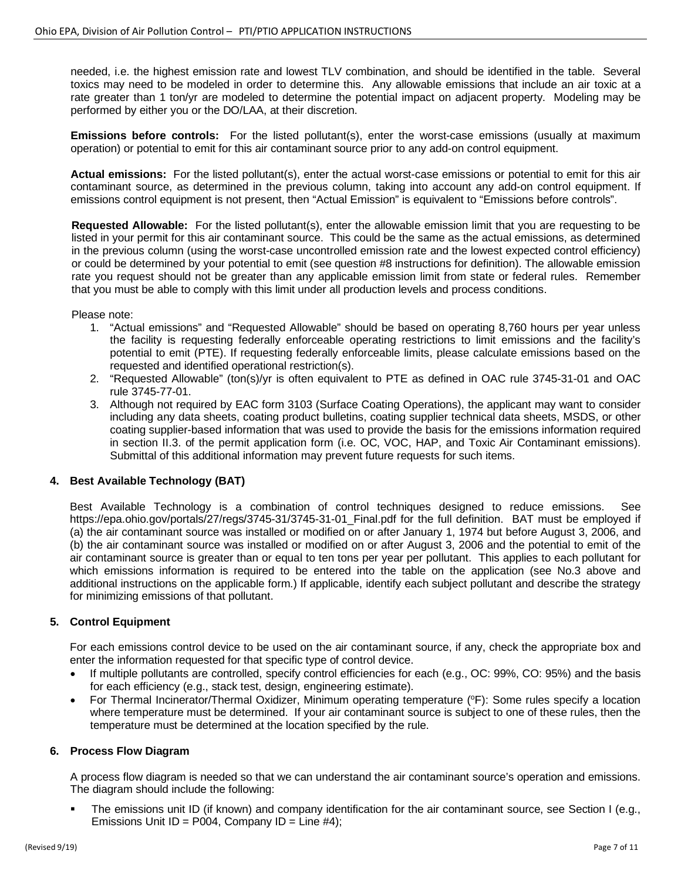needed, i.e. the highest emission rate and lowest TLV combination, and should be identified in the table. Several toxics may need to be modeled in order to determine this. Any allowable emissions that include an air toxic at a rate greater than 1 ton/yr are modeled to determine the potential impact on adjacent property. Modeling may be performed by either you or the DO/LAA, at their discretion.

**Emissions before controls:** For the listed pollutant(s), enter the worst-case emissions (usually at maximum operation) or potential to emit for this air contaminant source prior to any add-on control equipment.

**Actual emissions:** For the listed pollutant(s), enter the actual worst-case emissions or potential to emit for this air contaminant source, as determined in the previous column, taking into account any add-on control equipment. If emissions control equipment is not present, then "Actual Emission" is equivalent to "Emissions before controls".

**Requested Allowable:** For the listed pollutant(s), enter the allowable emission limit that you are requesting to be listed in your permit for this air contaminant source. This could be the same as the actual emissions, as determined in the previous column (using the worst-case uncontrolled emission rate and the lowest expected control efficiency) or could be determined by your potential to emit (see question #8 instructions for definition). The allowable emission rate you request should not be greater than any applicable emission limit from state or federal rules. Remember that you must be able to comply with this limit under all production levels and process conditions.

Please note:

1. "Actual emissions" and "Requested Allowable" should be based on operating 8,760 hours per year unless the facility is requesting federally enforceable operating restrictions to limit emissions and the facility's potential to emit (PTE). If requesting federally enforceable limits, please calculate emissions based on the requested and identified operational restriction(s).
2. "Requested Allowable" (ton(s)/yr is often equivalent to PTE as defined in OAC rule 3745-31-01 and OAC rule 3745-77-01.
3. Although not required by EAC form 3103 (Surface Coating Operations), the applicant may want to consider including any data sheets, coating product bulletins, coating supplier technical data sheets, MSDS, or other coating supplier-based information that was used to provide the basis for the emissions information required in section II.3. of the permit application form (i.e. OC, VOC, HAP, and Toxic Air Contaminant emissions). Submittal of this additional information may prevent future requests for such items.

### 4. Best Available Technology (BAT)

Best Available Technology is a combination of control techniques designed to reduce emissions. See https://epa.ohio.gov/portals/27/regs/3745-31/3745-31-01_Final.pdf for the full definition. BAT must be employed if (a) the air contaminant source was installed or modified on or after January 1, 1974 but before August 3, 2006, and (b) the air contaminant source was installed or modified on or after August 3, 2006 and the potential to emit of the air contaminant source is greater than or equal to ten tons per year per pollutant. This applies to each pollutant for which emissions information is required to be entered into the table on the application (see No.3 above and additional instructions on the applicable form.) If applicable, identify each subject pollutant and describe the strategy for minimizing emissions of that pollutant.

### 5. Control Equipment

For each emissions control device to be used on the air contaminant source, if any, check the appropriate box and enter the information requested for that specific type of control device.

- If multiple pollutants are controlled, specify control efficiencies for each (e.g., OC: 99%, CO: 95%) and the basis for each efficiency (e.g., stack test, design, engineering estimate).
- For Thermal Incinerator/Thermal Oxidizer, Minimum operating temperature (ºF): Some rules specify a location where temperature must be determined. If your air contaminant source is subject to one of these rules, then the temperature must be determined at the location specified by the rule.

### 6. Process Flow Diagram

A process flow diagram is needed so that we can understand the air contaminant source's operation and emissions. The diagram should include the following:

- The emissions unit ID (if known) and company identification for the air contaminant source, see Section I (e.g., Emissions Unit ID = P004, Company ID = Line #4);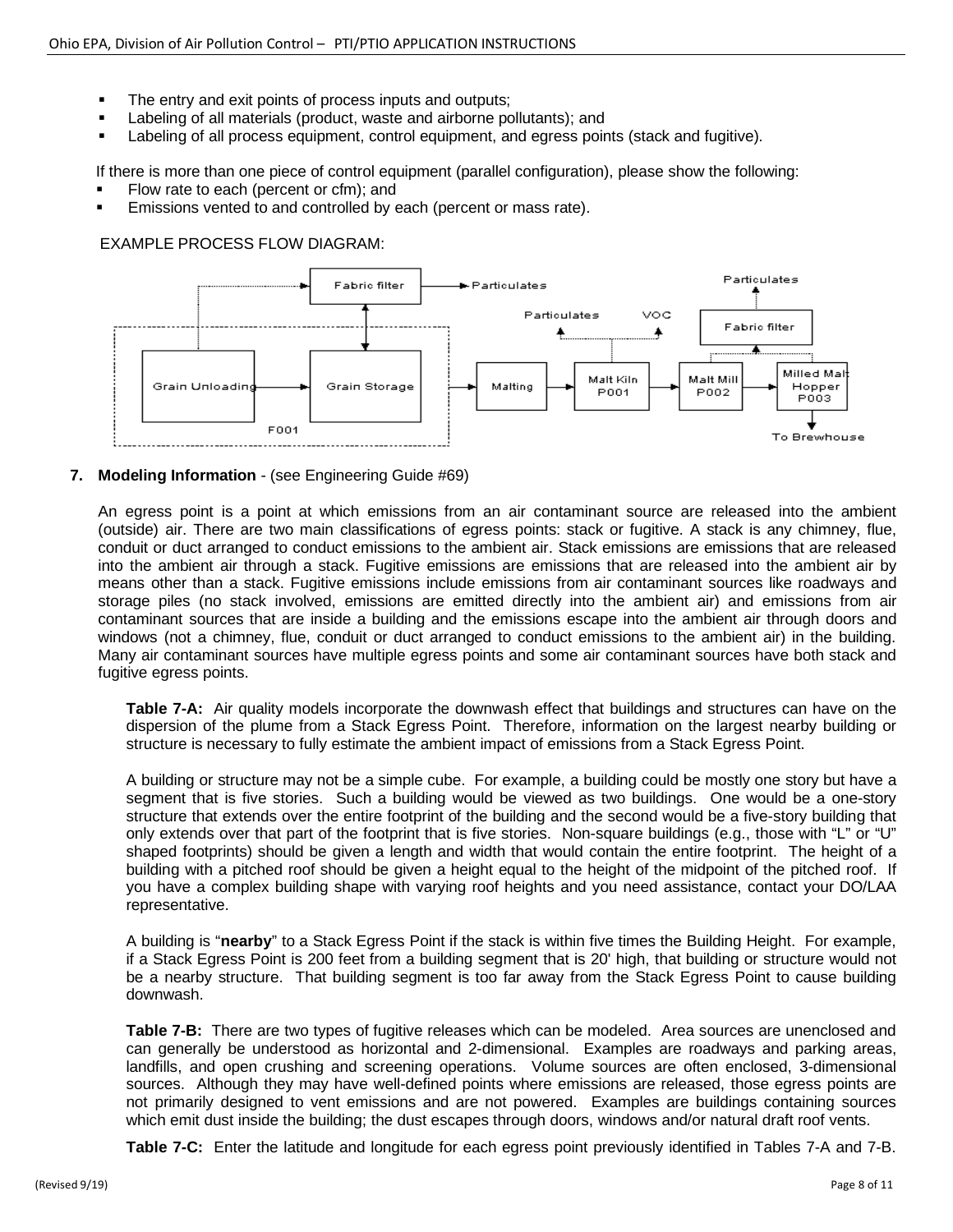- The entry and exit points of process inputs and outputs;
- Labeling of all materials (product, waste and airborne pollutants); and
- Labeling of all process equipment, control equipment, and egress points (stack and fugitive).

If there is more than one piece of control equipment (parallel configuration), please show the following:

- Flow rate to each (percent or cfm); and
- Emissions vented to and controlled by each (percent or mass rate).

EXAMPLE PROCESS FLOW DIAGRAM:

Fabric filter → Particulates
Grain Unloading → Grain Storage (F001) → Malting → Malt Kiln P001 (Particulates, VOC) → Malt Mill P002 → Milled Malt Hopper P003 → To Brewhouse
Fabric filter → Particulates

**7. Modeling Information** - (see Engineering Guide #69)

An egress point is a point at which emissions from an air contaminant source are released into the ambient (outside) air. There are two main classifications of egress points: stack or fugitive. A stack is any chimney, flue, conduit or duct arranged to conduct emissions to the ambient air. Stack emissions are emissions that are released into the ambient air through a stack. Fugitive emissions are emissions that are released into the ambient air by means other than a stack. Fugitive emissions include emissions from air contaminant sources like roadways and storage piles (no stack involved, emissions are emitted directly into the ambient air) and emissions from air contaminant sources that are inside a building and the emissions escape into the ambient air through doors and windows (not a chimney, flue, conduit or duct arranged to conduct emissions to the ambient air) in the building. Many air contaminant sources have multiple egress points and some air contaminant sources have both stack and fugitive egress points.

**Table 7-A:** Air quality models incorporate the downwash effect that buildings and structures can have on the dispersion of the plume from a Stack Egress Point. Therefore, information on the largest nearby building or structure is necessary to fully estimate the ambient impact of emissions from a Stack Egress Point.

A building or structure may not be a simple cube. For example, a building could be mostly one story but have a segment that is five stories. Such a building would be viewed as two buildings. One would be a one-story structure that extends over the entire footprint of the building and the second would be a five-story building that only extends over that part of the footprint that is five stories. Non-square buildings (e.g., those with "L" or "U" shaped footprints) should be given a length and width that would contain the entire footprint. The height of a building with a pitched roof should be given a height equal to the height of the midpoint of the pitched roof. If you have a complex building shape with varying roof heights and you need assistance, contact your DO/LAA representative.

A building is "**nearby**" to a Stack Egress Point if the stack is within five times the Building Height. For example, if a Stack Egress Point is 200 feet from a building segment that is 20' high, that building or structure would not be a nearby structure. That building segment is too far away from the Stack Egress Point to cause building downwash.

**Table 7-B:** There are two types of fugitive releases which can be modeled. Area sources are unenclosed and can generally be understood as horizontal and 2-dimensional. Examples are roadways and parking areas, landfills, and open crushing and screening operations. Volume sources are often enclosed, 3-dimensional sources. Although they may have well-defined points where emissions are released, those egress points are not primarily designed to vent emissions and are not powered. Examples are buildings containing sources which emit dust inside the building; the dust escapes through doors, windows and/or natural draft roof vents.

**Table 7-C:** Enter the latitude and longitude for each egress point previously identified in Tables 7-A and 7-B.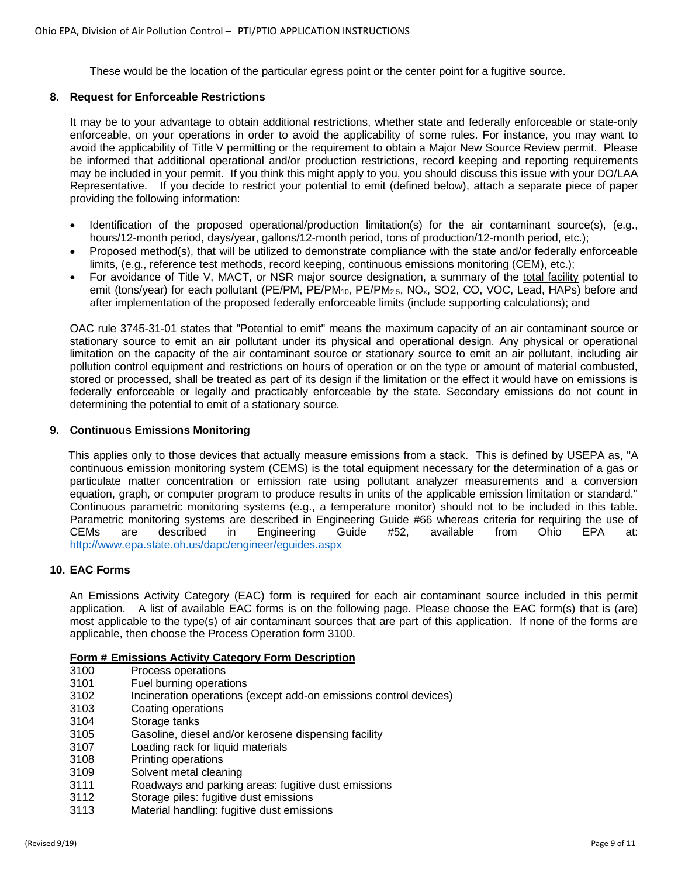These would be the location of the particular egress point or the center point for a fugitive source.

## 8. Request for Enforceable Restrictions

It may be to your advantage to obtain additional restrictions, whether state and federally enforceable or state-only enforceable, on your operations in order to avoid the applicability of some rules. For instance, you may want to avoid the applicability of Title V permitting or the requirement to obtain a Major New Source Review permit. Please be informed that additional operational and/or production restrictions, record keeping and reporting requirements may be included in your permit. If you think this might apply to you, you should discuss this issue with your DO/LAA Representative. If you decide to restrict your potential to emit (defined below), attach a separate piece of paper providing the following information:

- Identification of the proposed operational/production limitation(s) for the air contaminant source(s), (e.g., hours/12-month period, days/year, gallons/12-month period, tons of production/12-month period, etc.);
- Proposed method(s), that will be utilized to demonstrate compliance with the state and/or federally enforceable limits, (e.g., reference test methods, record keeping, continuous emissions monitoring (CEM), etc.);
- For avoidance of Title V, MACT, or NSR major source designation, a summary of the total facility potential to emit (tons/year) for each pollutant (PE/PM, PE/$PM_{10}$, PE/$PM_{2.5}$, $NO_x$, SO2, CO, VOC, Lead, HAPs) before and after implementation of the proposed federally enforceable limits (include supporting calculations); and

OAC rule 3745-31-01 states that "Potential to emit" means the maximum capacity of an air contaminant source or stationary source to emit an air pollutant under its physical and operational design. Any physical or operational limitation on the capacity of the air contaminant source or stationary source to emit an air pollutant, including air pollution control equipment and restrictions on hours of operation or on the type or amount of material combusted, stored or processed, shall be treated as part of its design if the limitation or the effect it would have on emissions is federally enforceable or legally and practicably enforceable by the state. Secondary emissions do not count in determining the potential to emit of a stationary source.

## 9. Continuous Emissions Monitoring

This applies only to those devices that actually measure emissions from a stack. This is defined by USEPA as, "A continuous emission monitoring system (CEMS) is the total equipment necessary for the determination of a gas or particulate matter concentration or emission rate using pollutant analyzer measurements and a conversion equation, graph, or computer program to produce results in units of the applicable emission limitation or standard." Continuous parametric monitoring systems (e.g., a temperature monitor) should not to be included in this table. Parametric monitoring systems are described in Engineering Guide #66 whereas criteria for requiring the use of CEMs are described in Engineering Guide #52, available from Ohio EPA at: http://www.epa.state.oh.us/dapc/engineer/eguides.aspx

## 10. EAC Forms

An Emissions Activity Category (EAC) form is required for each air contaminant source included in this permit application. A list of available EAC forms is on the following page. Please choose the EAC form(s) that is (are) most applicable to the type(s) of air contaminant sources that are part of this application. If none of the forms are applicable, then choose the Process Operation form 3100.

| Form # | Emissions Activity Category Form Description |
|---|---|
| 3100 | Process operations |
| 3101 | Fuel burning operations |
| 3102 | Incineration operations (except add-on emissions control devices) |
| 3103 | Coating operations |
| 3104 | Storage tanks |
| 3105 | Gasoline, diesel and/or kerosene dispensing facility |
| 3107 | Loading rack for liquid materials |
| 3108 | Printing operations |
| 3109 | Solvent metal cleaning |
| 3111 | Roadways and parking areas: fugitive dust emissions |
| 3112 | Storage piles: fugitive dust emissions |
| 3113 | Material handling: fugitive dust emissions |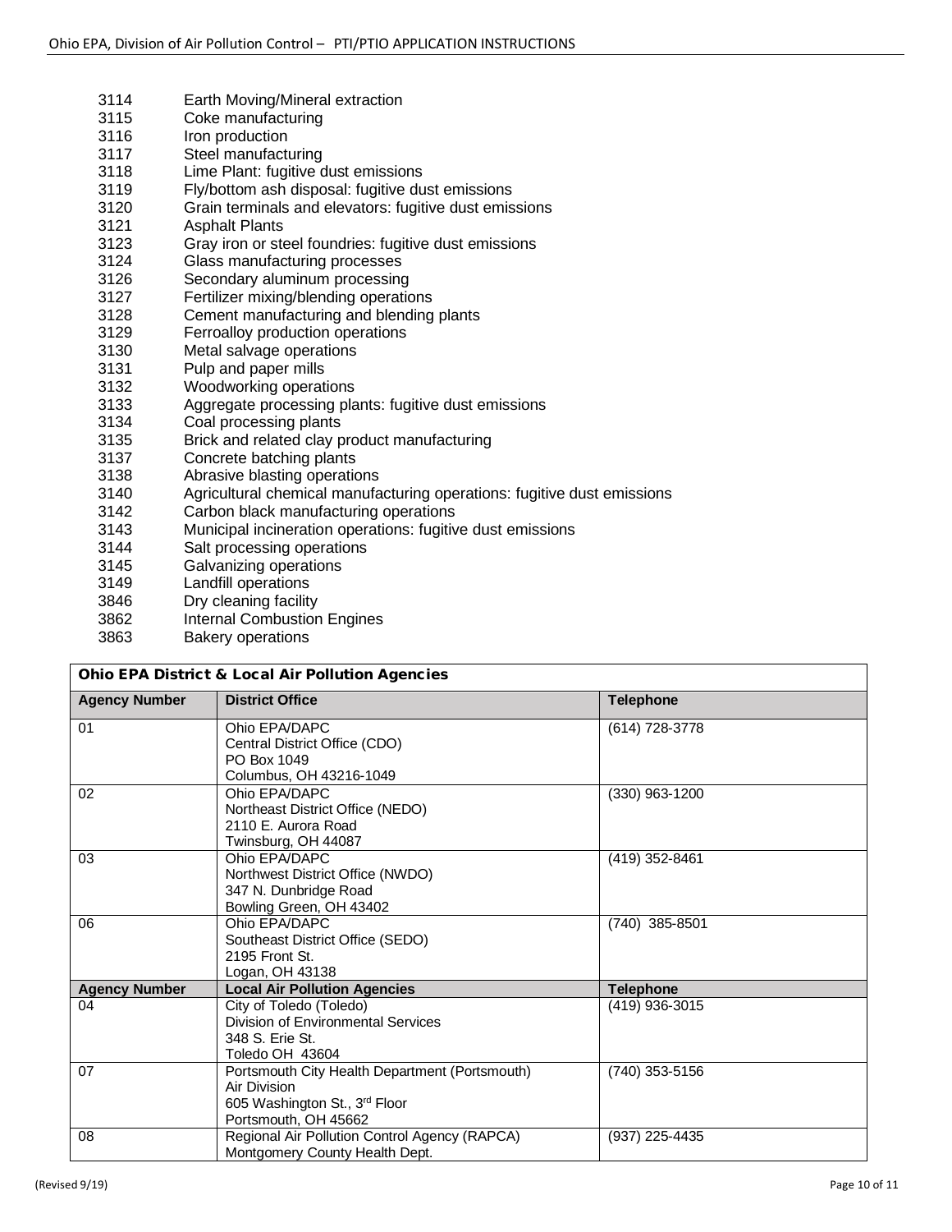3114 Earth Moving/Mineral extraction
3115 Coke manufacturing
3116 Iron production
3117 Steel manufacturing
3118 Lime Plant: fugitive dust emissions
3119 Fly/bottom ash disposal: fugitive dust emissions
3120 Grain terminals and elevators: fugitive dust emissions
3121 Asphalt Plants
3123 Gray iron or steel foundries: fugitive dust emissions
3124 Glass manufacturing processes
3126 Secondary aluminum processing
3127 Fertilizer mixing/blending operations
3128 Cement manufacturing and blending plants
3129 Ferroalloy production operations
3130 Metal salvage operations
3131 Pulp and paper mills
3132 Woodworking operations
3133 Aggregate processing plants: fugitive dust emissions
3134 Coal processing plants
3135 Brick and related clay product manufacturing
3137 Concrete batching plants
3138 Abrasive blasting operations
3140 Agricultural chemical manufacturing operations: fugitive dust emissions
3142 Carbon black manufacturing operations
3143 Municipal incineration operations: fugitive dust emissions
3144 Salt processing operations
3145 Galvanizing operations
3149 Landfill operations
3846 Dry cleaning facility
3862 Internal Combustion Engines
3863 Bakery operations

**Ohio EPA District & Local Air Pollution Agencies**

| Agency Number | District Office | Telephone |
|---|---|---|
| 01 | Ohio EPA/DAPC<br>Central District Office (CDO)<br>PO Box 1049<br>Columbus, OH 43216-1049 | (614) 728-3778 |
| 02 | Ohio EPA/DAPC<br>Northeast District Office (NEDO)<br>2110 E. Aurora Road<br>Twinsburg, OH 44087 | (330) 963-1200 |
| 03 | Ohio EPA/DAPC<br>Northwest District Office (NWDO)<br>347 N. Dunbridge Road<br>Bowling Green, OH 43402 | (419) 352-8461 |
| 06 | Ohio EPA/DAPC<br>Southeast District Office (SEDO)<br>2195 Front St.<br>Logan, OH 43138 | (740) 385-8501 |
| **Agency Number** | **Local Air Pollution Agencies** | **Telephone** |
| 04 | City of Toledo (Toledo)<br>Division of Environmental Services<br>348 S. Erie St.<br>Toledo OH 43604 | (419) 936-3015 |
| 07 | Portsmouth City Health Department (Portsmouth)<br>Air Division<br>605 Washington St., 3rd Floor<br>Portsmouth, OH 45662 | (740) 353-5156 |
| 08 | Regional Air Pollution Control Agency (RAPCA)<br>Montgomery County Health Dept. | (937) 225-4435 |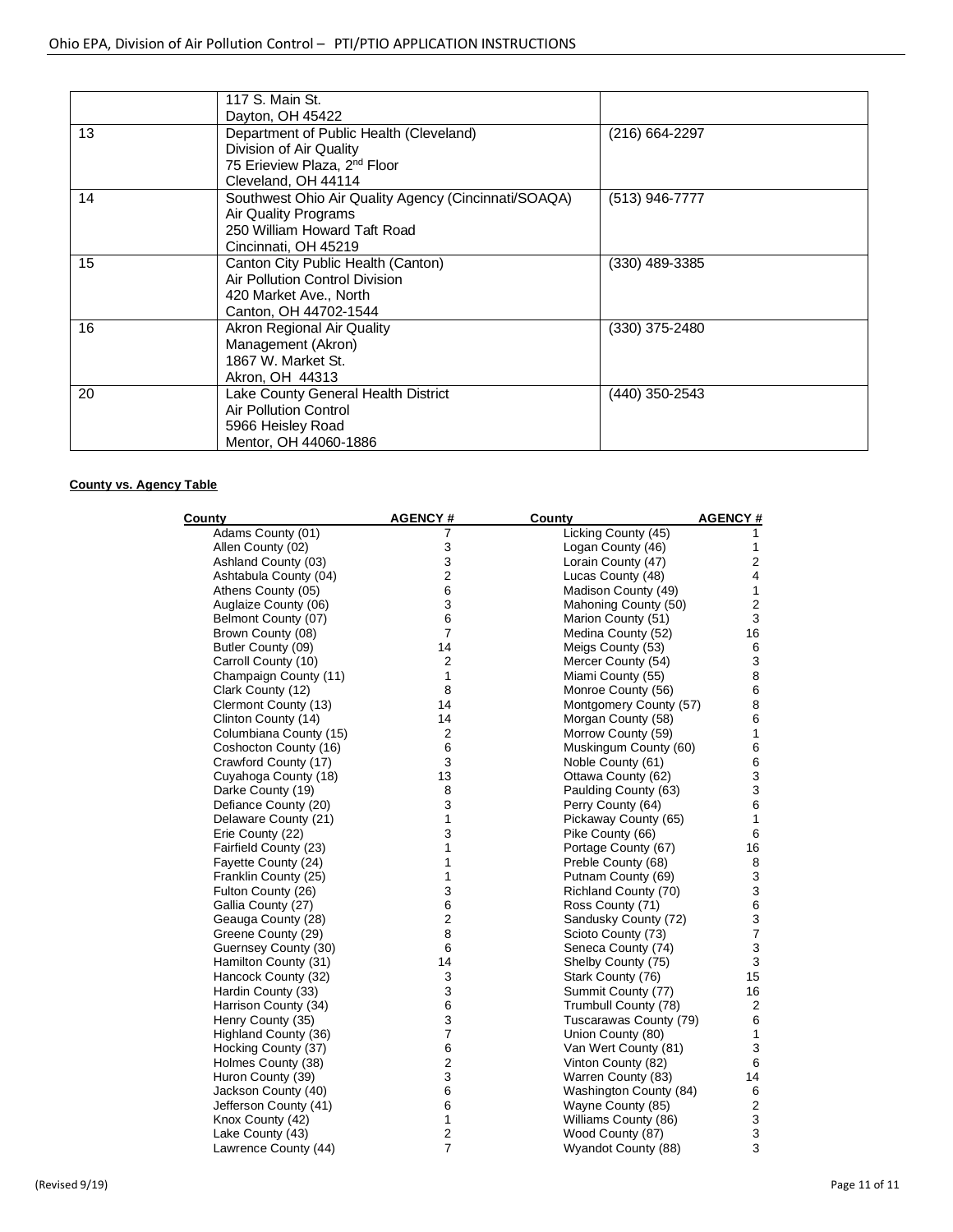| | | |
|---|---|---|
| | 117 S. Main St.<br>Dayton, OH 45422 | |
| 13 | Department of Public Health (Cleveland)<br>Division of Air Quality<br>75 Erieview Plaza, 2nd Floor<br>Cleveland, OH 44114 | (216) 664-2297 |
| 14 | Southwest Ohio Air Quality Agency (Cincinnati/SOAQA)<br>Air Quality Programs<br>250 William Howard Taft Road<br>Cincinnati, OH 45219 | (513) 946-7777 |
| 15 | Canton City Public Health (Canton)<br>Air Pollution Control Division<br>420 Market Ave., North<br>Canton, OH 44702-1544 | (330) 489-3385 |
| 16 | Akron Regional Air Quality<br>Management (Akron)<br>1867 W. Market St.<br>Akron, OH 44313 | (330) 375-2480 |
| 20 | Lake County General Health District<br>Air Pollution Control<br>5966 Heisley Road<br>Mentor, OH 44060-1886 | (440) 350-2543 |

**County vs. Agency Table**

| County | AGENCY # | County | AGENCY # |
|---|---|---|---|
| Adams County (01) | 7 | Licking County (45) | 1 |
| Allen County (02) | 3 | Logan County (46) | 1 |
| Ashland County (03) | 3 | Lorain County (47) | 2 |
| Ashtabula County (04) | 2 | Lucas County (48) | 4 |
| Athens County (05) | 6 | Madison County (49) | 1 |
| Auglaize County (06) | 3 | Mahoning County (50) | 2 |
| Belmont County (07) | 6 | Marion County (51) | 3 |
| Brown County (08) | 7 | Medina County (52) | 16 |
| Butler County (09) | 14 | Meigs County (53) | 6 |
| Carroll County (10) | 2 | Mercer County (54) | 3 |
| Champaign County (11) | 1 | Miami County (55) | 8 |
| Clark County (12) | 8 | Monroe County (56) | 6 |
| Clermont County (13) | 14 | Montgomery County (57) | 8 |
| Clinton County (14) | 14 | Morgan County (58) | 6 |
| Columbiana County (15) | 2 | Morrow County (59) | 1 |
| Coshocton County (16) | 6 | Muskingum County (60) | 6 |
| Crawford County (17) | 3 | Noble County (61) | 6 |
| Cuyahoga County (18) | 13 | Ottawa County (62) | 3 |
| Darke County (19) | 8 | Paulding County (63) | 3 |
| Defiance County (20) | 3 | Perry County (64) | 6 |
| Delaware County (21) | 1 | Pickaway County (65) | 1 |
| Erie County (22) | 3 | Pike County (66) | 6 |
| Fairfield County (23) | 1 | Portage County (67) | 16 |
| Fayette County (24) | 1 | Preble County (68) | 8 |
| Franklin County (25) | 1 | Putnam County (69) | 3 |
| Fulton County (26) | 3 | Richland County (70) | 3 |
| Gallia County (27) | 6 | Ross County (71) | 6 |
| Geauga County (28) | 2 | Sandusky County (72) | 3 |
| Greene County (29) | 8 | Scioto County (73) | 7 |
| Guernsey County (30) | 6 | Seneca County (74) | 3 |
| Hamilton County (31) | 14 | Shelby County (75) | 3 |
| Hancock County (32) | 3 | Stark County (76) | 15 |
| Hardin County (33) | 3 | Summit County (77) | 16 |
| Harrison County (34) | 6 | Trumbull County (78) | 2 |
| Henry County (35) | 3 | Tuscarawas County (79) | 6 |
| Highland County (36) | 7 | Union County (80) | 1 |
| Hocking County (37) | 6 | Van Wert County (81) | 3 |
| Holmes County (38) | 2 | Vinton County (82) | 6 |
| Huron County (39) | 3 | Warren County (83) | 14 |
| Jackson County (40) | 6 | Washington County (84) | 6 |
| Jefferson County (41) | 6 | Wayne County (85) | 2 |
| Knox County (42) | 1 | Williams County (86) | 3 |
| Lake County (43) | 2 | Wood County (87) | 3 |
| Lawrence County (44) | 7 | Wyandot County (88) | 3 |